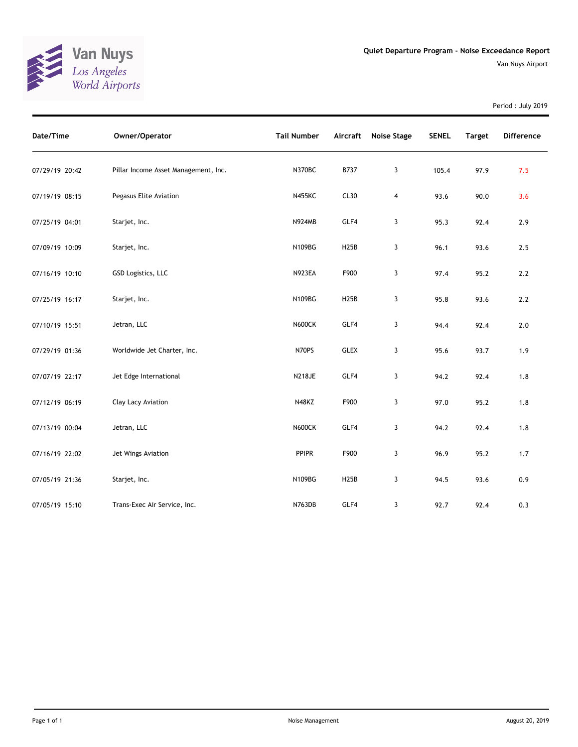Van Nuys
Los Angeles
World Airports

## Quiet Departure Program - Noise Exceedance Report

Van Nuys Airport

Period : July 2019

| Date/Time | Owner/Operator | Tail Number | Aircraft | Noise Stage | SENEL | Target | Difference |
|---|---|---|---|---|---|---|---|
| 07/29/19 20:42 | Pillar Income Asset Management, Inc. | N370BC | B737 | 3 | 105.4 | 97.9 | 7.5 |
| 07/19/19 08:15 | Pegasus Elite Aviation | N455KC | CL30 | 4 | 93.6 | 90.0 | 3.6 |
| 07/25/19 04:01 | Starjet, Inc. | N924MB | GLF4 | 3 | 95.3 | 92.4 | 2.9 |
| 07/09/19 10:09 | Starjet, Inc. | N109BG | H25B | 3 | 96.1 | 93.6 | 2.5 |
| 07/16/19 10:10 | GSD Logistics, LLC | N923EA | F900 | 3 | 97.4 | 95.2 | 2.2 |
| 07/25/19 16:17 | Starjet, Inc. | N109BG | H25B | 3 | 95.8 | 93.6 | 2.2 |
| 07/10/19 15:51 | Jetran, LLC | N600CK | GLF4 | 3 | 94.4 | 92.4 | 2.0 |
| 07/29/19 01:36 | Worldwide Jet Charter, Inc. | N70PS | GLEX | 3 | 95.6 | 93.7 | 1.9 |
| 07/07/19 22:17 | Jet Edge International | N218JE | GLF4 | 3 | 94.2 | 92.4 | 1.8 |
| 07/12/19 06:19 | Clay Lacy Aviation | N48KZ | F900 | 3 | 97.0 | 95.2 | 1.8 |
| 07/13/19 00:04 | Jetran, LLC | N600CK | GLF4 | 3 | 94.2 | 92.4 | 1.8 |
| 07/16/19 22:02 | Jet Wings Aviation | PPIPR | F900 | 3 | 96.9 | 95.2 | 1.7 |
| 07/05/19 21:36 | Starjet, Inc. | N109BG | H25B | 3 | 94.5 | 93.6 | 0.9 |
| 07/05/19 15:10 | Trans-Exec Air Service, Inc. | N763DB | GLF4 | 3 | 92.7 | 92.4 | 0.3 |

Noise Management

August 20, 2019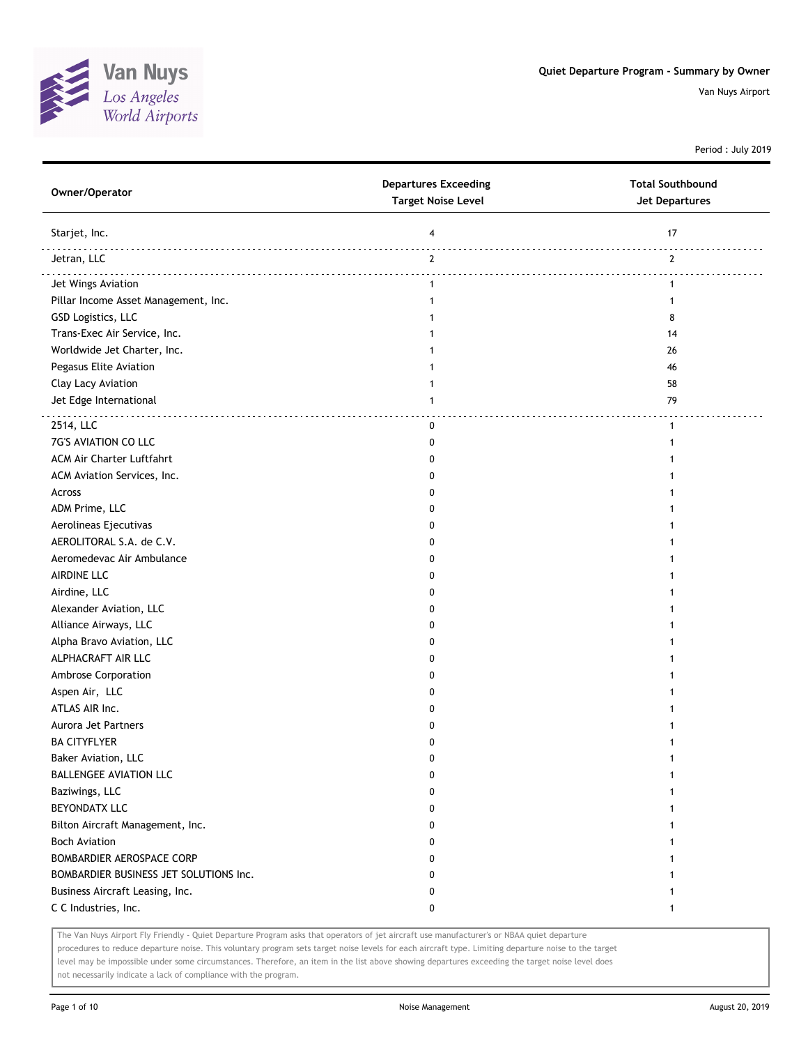# Quiet Departure Program - Summary by Owner

Van Nuys Airport

Period : July 2019

| Owner/Operator | Departures Exceeding Target Noise Level | Total Southbound Jet Departures |
|---|---|---|
| Starjet, Inc. | 4 | 17 |
| Jetran, LLC | 2 | 2 |
| Jet Wings Aviation | 1 | 1 |
| Pillar Income Asset Management, Inc. | 1 | 1 |
| GSD Logistics, LLC | 1 | 8 |
| Trans-Exec Air Service, Inc. | 1 | 14 |
| Worldwide Jet Charter, Inc. | 1 | 26 |
| Pegasus Elite Aviation | 1 | 46 |
| Clay Lacy Aviation | 1 | 58 |
| Jet Edge International | 1 | 79 |
| 2514, LLC | 0 | 1 |
| 7G'S AVIATION CO LLC | 0 | 1 |
| ACM Air Charter Luftfahrt | 0 | 1 |
| ACM Aviation Services, Inc. | 0 | 1 |
| Across | 0 | 1 |
| ADM Prime, LLC | 0 | 1 |
| Aerolineas Ejecutivas | 0 | 1 |
| AEROLITORAL S.A. de C.V. | 0 | 1 |
| Aeromedevac Air Ambulance | 0 | 1 |
| AIRDINE LLC | 0 | 1 |
| Airdine, LLC | 0 | 1 |
| Alexander Aviation, LLC | 0 | 1 |
| Alliance Airways, LLC | 0 | 1 |
| Alpha Bravo Aviation, LLC | 0 | 1 |
| ALPHACRAFT AIR LLC | 0 | 1 |
| Ambrose Corporation | 0 | 1 |
| Aspen Air, LLC | 0 | 1 |
| ATLAS AIR Inc. | 0 | 1 |
| Aurora Jet Partners | 0 | 1 |
| BA CITYFLYER | 0 | 1 |
| Baker Aviation, LLC | 0 | 1 |
| BALLENGEE AVIATION LLC | 0 | 1 |
| Baziwings, LLC | 0 | 1 |
| BEYONDATX LLC | 0 | 1 |
| Bilton Aircraft Management, Inc. | 0 | 1 |
| Boch Aviation | 0 | 1 |
| BOMBARDIER AEROSPACE CORP | 0 | 1 |
| BOMBARDIER BUSINESS JET SOLUTIONS Inc. | 0 | 1 |
| Business Aircraft Leasing, Inc. | 0 | 1 |
| C C Industries, Inc. | 0 | 1 |

The Van Nuys Airport Fly Friendly - Quiet Departure Program asks that operators of jet aircraft use manufacturer's or NBAA quiet departure procedures to reduce departure noise. This voluntary program sets target noise levels for each aircraft type. Limiting departure noise to the target level may be impossible under some circumstances. Therefore, an item in the list above showing departures exceeding the target noise level does not necessarily indicate a lack of compliance with the program.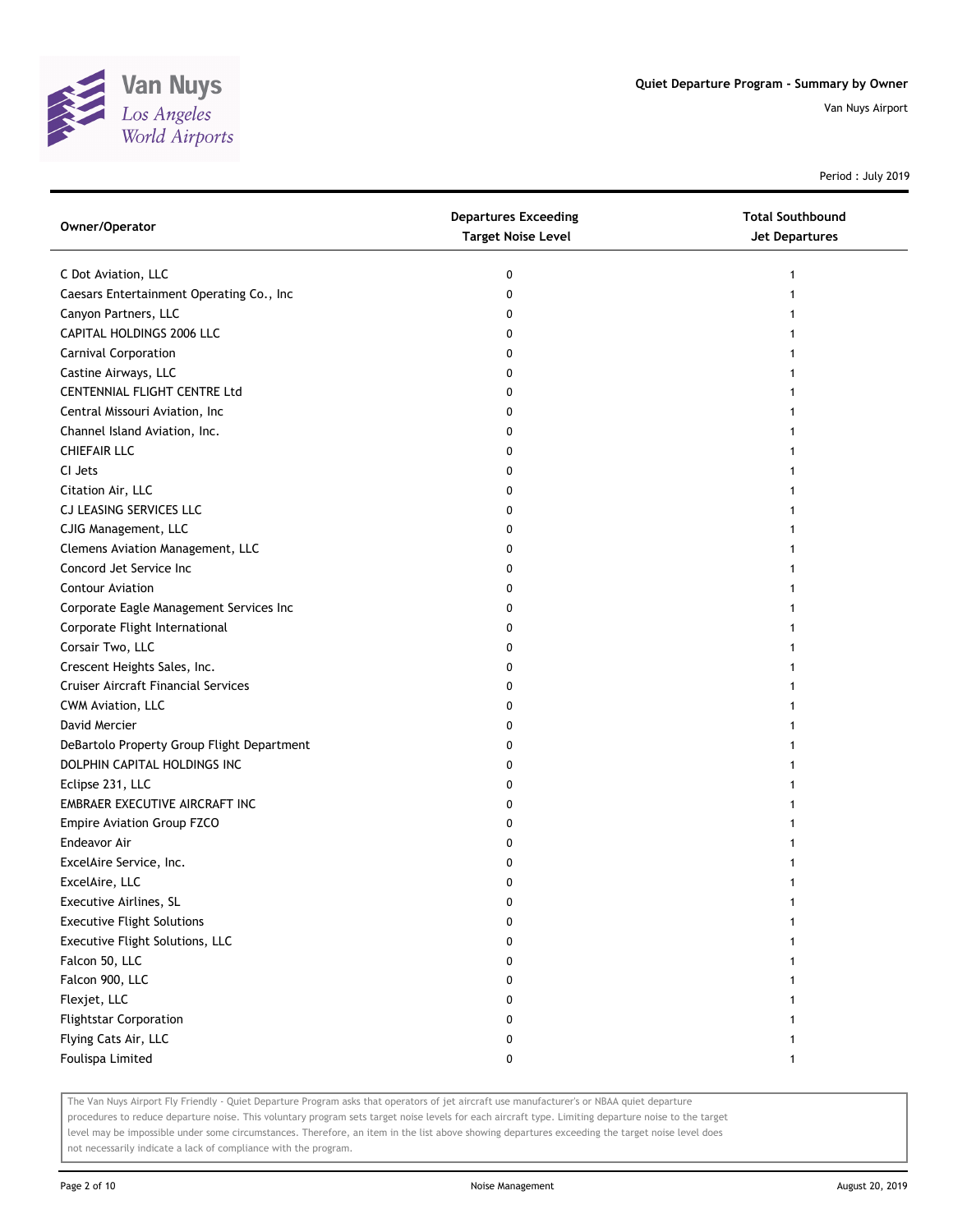# Quiet Departure Program - Summary by Owner

Van Nuys Airport

Period : July 2019

| Owner/Operator | Departures Exceeding Target Noise Level | Total Southbound Jet Departures |
|---|---|---|
| C Dot Aviation, LLC | 0 | 1 |
| Caesars Entertainment Operating Co., Inc | 0 | 1 |
| Canyon Partners, LLC | 0 | 1 |
| CAPITAL HOLDINGS 2006 LLC | 0 | 1 |
| Carnival Corporation | 0 | 1 |
| Castine Airways, LLC | 0 | 1 |
| CENTENNIAL FLIGHT CENTRE Ltd | 0 | 1 |
| Central Missouri Aviation, Inc | 0 | 1 |
| Channel Island Aviation, Inc. | 0 | 1 |
| CHIEFAIR LLC | 0 | 1 |
| CI Jets | 0 | 1 |
| Citation Air, LLC | 0 | 1 |
| CJ LEASING SERVICES LLC | 0 | 1 |
| CJIG Management, LLC | 0 | 1 |
| Clemens Aviation Management, LLC | 0 | 1 |
| Concord Jet Service Inc | 0 | 1 |
| Contour Aviation | 0 | 1 |
| Corporate Eagle Management Services Inc | 0 | 1 |
| Corporate Flight International | 0 | 1 |
| Corsair Two, LLC | 0 | 1 |
| Crescent Heights Sales, Inc. | 0 | 1 |
| Cruiser Aircraft Financial Services | 0 | 1 |
| CWM Aviation, LLC | 0 | 1 |
| David Mercier | 0 | 1 |
| DeBartolo Property Group Flight Department | 0 | 1 |
| DOLPHIN CAPITAL HOLDINGS INC | 0 | 1 |
| Eclipse 231, LLC | 0 | 1 |
| EMBRAER EXECUTIVE AIRCRAFT INC | 0 | 1 |
| Empire Aviation Group FZCO | 0 | 1 |
| Endeavor Air | 0 | 1 |
| ExcelAire Service, Inc. | 0 | 1 |
| ExcelAire, LLC | 0 | 1 |
| Executive Airlines, SL | 0 | 1 |
| Executive Flight Solutions | 0 | 1 |
| Executive Flight Solutions, LLC | 0 | 1 |
| Falcon 50, LLC | 0 | 1 |
| Falcon 900, LLC | 0 | 1 |
| Flexjet, LLC | 0 | 1 |
| Flightstar Corporation | 0 | 1 |
| Flying Cats Air, LLC | 0 | 1 |
| Foulispa Limited | 0 | 1 |

The Van Nuys Airport Fly Friendly - Quiet Departure Program asks that operators of jet aircraft use manufacturer's or NBAA quiet departure procedures to reduce departure noise. This voluntary program sets target noise levels for each aircraft type. Limiting departure noise to the target level may be impossible under some circumstances. Therefore, an item in the list above showing departures exceeding the target noise level does not necessarily indicate a lack of compliance with the program.

Noise Management

August 20, 2019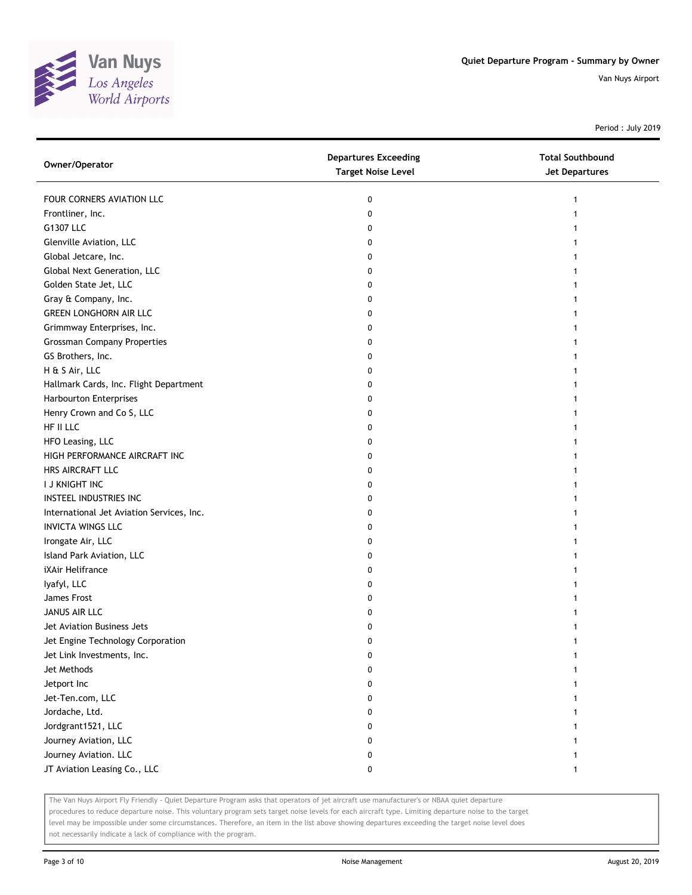# Quiet Departure Program - Summary by Owner

Van Nuys Airport

Period : July 2019

| Owner/Operator | Departures Exceeding Target Noise Level | Total Southbound Jet Departures |
| --- | --- | --- |
| FOUR CORNERS AVIATION LLC | 0 | 1 |
| Frontliner, Inc. | 0 | 1 |
| G1307 LLC | 0 | 1 |
| Glenville Aviation, LLC | 0 | 1 |
| Global Jetcare, Inc. | 0 | 1 |
| Global Next Generation, LLC | 0 | 1 |
| Golden State Jet, LLC | 0 | 1 |
| Gray & Company, Inc. | 0 | 1 |
| GREEN LONGHORN AIR LLC | 0 | 1 |
| Grimmway Enterprises, Inc. | 0 | 1 |
| Grossman Company Properties | 0 | 1 |
| GS Brothers, Inc. | 0 | 1 |
| H & S Air, LLC | 0 | 1 |
| Hallmark Cards, Inc. Flight Department | 0 | 1 |
| Harbourton Enterprises | 0 | 1 |
| Henry Crown and Co S, LLC | 0 | 1 |
| HF II LLC | 0 | 1 |
| HFO Leasing, LLC | 0 | 1 |
| HIGH PERFORMANCE AIRCRAFT INC | 0 | 1 |
| HRS AIRCRAFT LLC | 0 | 1 |
| I J KNIGHT INC | 0 | 1 |
| INSTEEL INDUSTRIES INC | 0 | 1 |
| International Jet Aviation Services, Inc. | 0 | 1 |
| INVICTA WINGS LLC | 0 | 1 |
| Irongate Air, LLC | 0 | 1 |
| Island Park Aviation, LLC | 0 | 1 |
| iXAir Helifrance | 0 | 1 |
| Iyafyl, LLC | 0 | 1 |
| James Frost | 0 | 1 |
| JANUS AIR LLC | 0 | 1 |
| Jet Aviation Business Jets | 0 | 1 |
| Jet Engine Technology Corporation | 0 | 1 |
| Jet Link Investments, Inc. | 0 | 1 |
| Jet Methods | 0 | 1 |
| Jetport Inc | 0 | 1 |
| Jet-Ten.com, LLC | 0 | 1 |
| Jordache, Ltd. | 0 | 1 |
| Jordgrant1521, LLC | 0 | 1 |
| Journey Aviation, LLC | 0 | 1 |
| Journey Aviation. LLC | 0 | 1 |
| JT Aviation Leasing Co., LLC | 0 | 1 |

The Van Nuys Airport Fly Friendly - Quiet Departure Program asks that operators of jet aircraft use manufacturer's or NBAA quiet departure procedures to reduce departure noise. This voluntary program sets target noise levels for each aircraft type. Limiting departure noise to the target level may be impossible under some circumstances. Therefore, an item in the list above showing departures exceeding the target noise level does not necessarily indicate a lack of compliance with the program.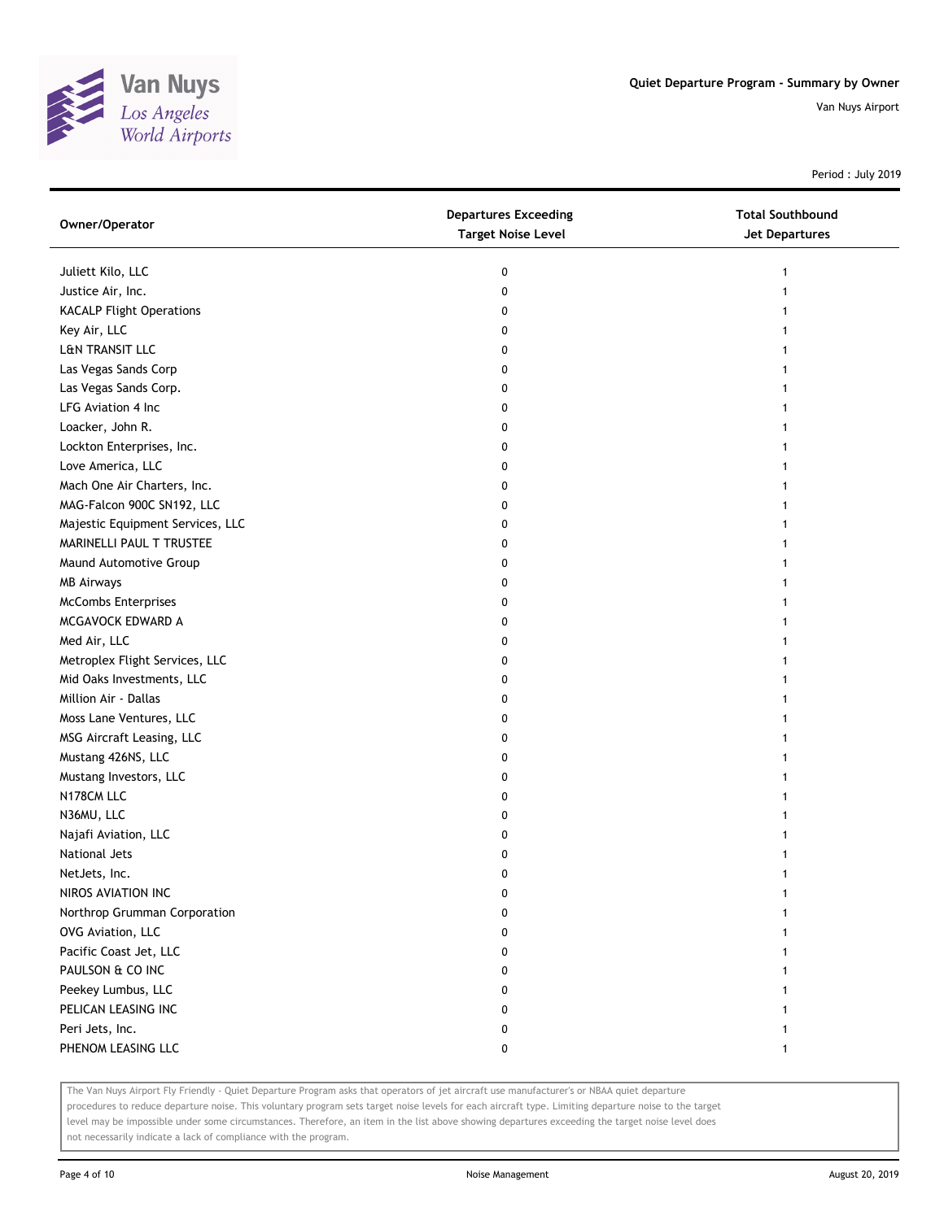# Quiet Departure Program - Summary by Owner

Van Nuys Airport

Period : July 2019

| Owner/Operator | Departures Exceeding Target Noise Level | Total Southbound Jet Departures |
|---|---|---|
| Juliett Kilo, LLC | 0 | 1 |
| Justice Air, Inc. | 0 | 1 |
| KACALP Flight Operations | 0 | 1 |
| Key Air, LLC | 0 | 1 |
| L&N TRANSIT LLC | 0 | 1 |
| Las Vegas Sands Corp | 0 | 1 |
| Las Vegas Sands Corp. | 0 | 1 |
| LFG Aviation 4 Inc | 0 | 1 |
| Loacker, John R. | 0 | 1 |
| Lockton Enterprises, Inc. | 0 | 1 |
| Love America, LLC | 0 | 1 |
| Mach One Air Charters, Inc. | 0 | 1 |
| MAG-Falcon 900C SN192, LLC | 0 | 1 |
| Majestic Equipment Services, LLC | 0 | 1 |
| MARINELLI PAUL T TRUSTEE | 0 | 1 |
| Maund Automotive Group | 0 | 1 |
| MB Airways | 0 | 1 |
| McCombs Enterprises | 0 | 1 |
| MCGAVOCK EDWARD A | 0 | 1 |
| Med Air, LLC | 0 | 1 |
| Metroplex Flight Services, LLC | 0 | 1 |
| Mid Oaks Investments, LLC | 0 | 1 |
| Million Air - Dallas | 0 | 1 |
| Moss Lane Ventures, LLC | 0 | 1 |
| MSG Aircraft Leasing, LLC | 0 | 1 |
| Mustang 426NS, LLC | 0 | 1 |
| Mustang Investors, LLC | 0 | 1 |
| N178CM LLC | 0 | 1 |
| N36MU, LLC | 0 | 1 |
| Najafi Aviation, LLC | 0 | 1 |
| National Jets | 0 | 1 |
| NetJets, Inc. | 0 | 1 |
| NIROS AVIATION INC | 0 | 1 |
| Northrop Grumman Corporation | 0 | 1 |
| OVG Aviation, LLC | 0 | 1 |
| Pacific Coast Jet, LLC | 0 | 1 |
| PAULSON & CO INC | 0 | 1 |
| Peekey Lumbus, LLC | 0 | 1 |
| PELICAN LEASING INC | 0 | 1 |
| Peri Jets, Inc. | 0 | 1 |
| PHENOM LEASING LLC | 0 | 1 |

The Van Nuys Airport Fly Friendly - Quiet Departure Program asks that operators of jet aircraft use manufacturer's or NBAA quiet departure procedures to reduce departure noise. This voluntary program sets target noise levels for each aircraft type. Limiting departure noise to the target level may be impossible under some circumstances. Therefore, an item in the list above showing departures exceeding the target noise level does not necessarily indicate a lack of compliance with the program.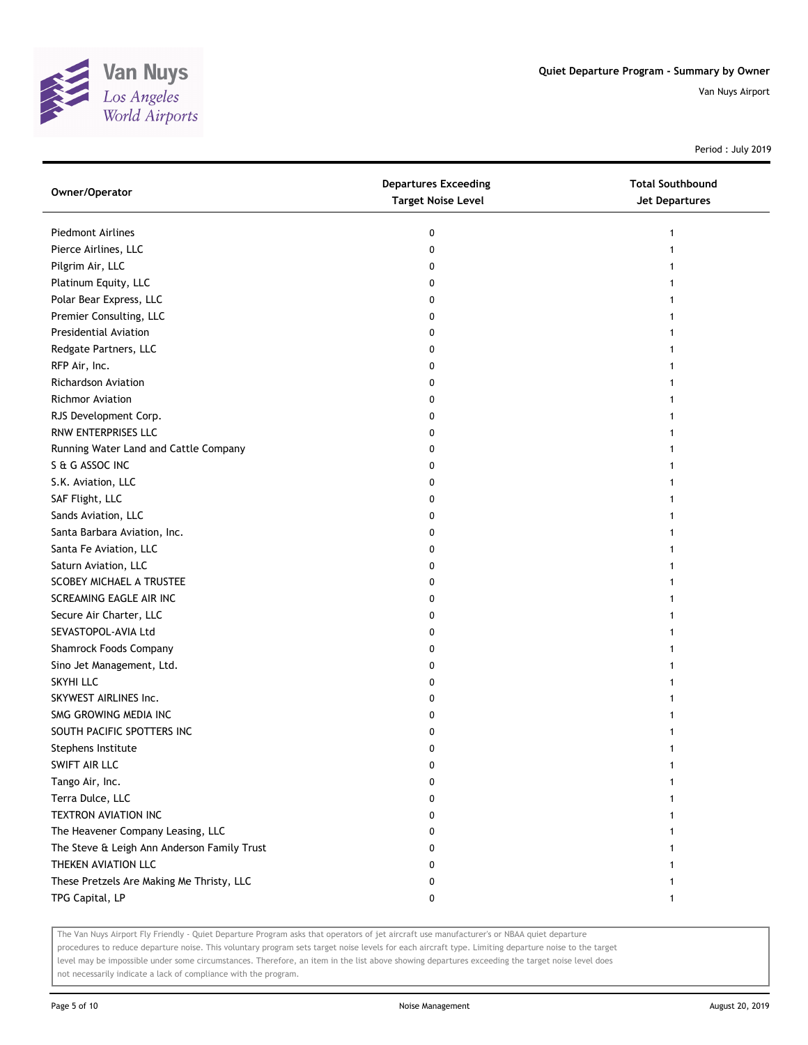# Quiet Departure Program - Summary by Owner

Van Nuys Airport

Period : July 2019

| Owner/Operator | Departures Exceeding Target Noise Level | Total Southbound Jet Departures |
|---|---|---|
| Piedmont Airlines | 0 | 1 |
| Pierce Airlines, LLC | 0 | 1 |
| Pilgrim Air, LLC | 0 | 1 |
| Platinum Equity, LLC | 0 | 1 |
| Polar Bear Express, LLC | 0 | 1 |
| Premier Consulting, LLC | 0 | 1 |
| Presidential Aviation | 0 | 1 |
| Redgate Partners, LLC | 0 | 1 |
| RFP Air, Inc. | 0 | 1 |
| Richardson Aviation | 0 | 1 |
| Richmor Aviation | 0 | 1 |
| RJS Development Corp. | 0 | 1 |
| RNW ENTERPRISES LLC | 0 | 1 |
| Running Water Land and Cattle Company | 0 | 1 |
| S & G ASSOC INC | 0 | 1 |
| S.K. Aviation, LLC | 0 | 1 |
| SAF Flight, LLC | 0 | 1 |
| Sands Aviation, LLC | 0 | 1 |
| Santa Barbara Aviation, Inc. | 0 | 1 |
| Santa Fe Aviation, LLC | 0 | 1 |
| Saturn Aviation, LLC | 0 | 1 |
| SCOBEY MICHAEL A TRUSTEE | 0 | 1 |
| SCREAMING EAGLE AIR INC | 0 | 1 |
| Secure Air Charter, LLC | 0 | 1 |
| SEVASTOPOL-AVIA Ltd | 0 | 1 |
| Shamrock Foods Company | 0 | 1 |
| Sino Jet Management, Ltd. | 0 | 1 |
| SKYHI LLC | 0 | 1 |
| SKYWEST AIRLINES Inc. | 0 | 1 |
| SMG GROWING MEDIA INC | 0 | 1 |
| SOUTH PACIFIC SPOTTERS INC | 0 | 1 |
| Stephens Institute | 0 | 1 |
| SWIFT AIR LLC | 0 | 1 |
| Tango Air, Inc. | 0 | 1 |
| Terra Dulce, LLC | 0 | 1 |
| TEXTRON AVIATION INC | 0 | 1 |
| The Heavener Company Leasing, LLC | 0 | 1 |
| The Steve & Leigh Ann Anderson Family Trust | 0 | 1 |
| THEKEN AVIATION LLC | 0 | 1 |
| These Pretzels Are Making Me Thristy, LLC | 0 | 1 |
| TPG Capital, LP | 0 | 1 |

The Van Nuys Airport Fly Friendly - Quiet Departure Program asks that operators of jet aircraft use manufacturer's or NBAA quiet departure procedures to reduce departure noise. This voluntary program sets target noise levels for each aircraft type. Limiting departure noise to the target level may be impossible under some circumstances. Therefore, an item in the list above showing departures exceeding the target noise level does not necessarily indicate a lack of compliance with the program.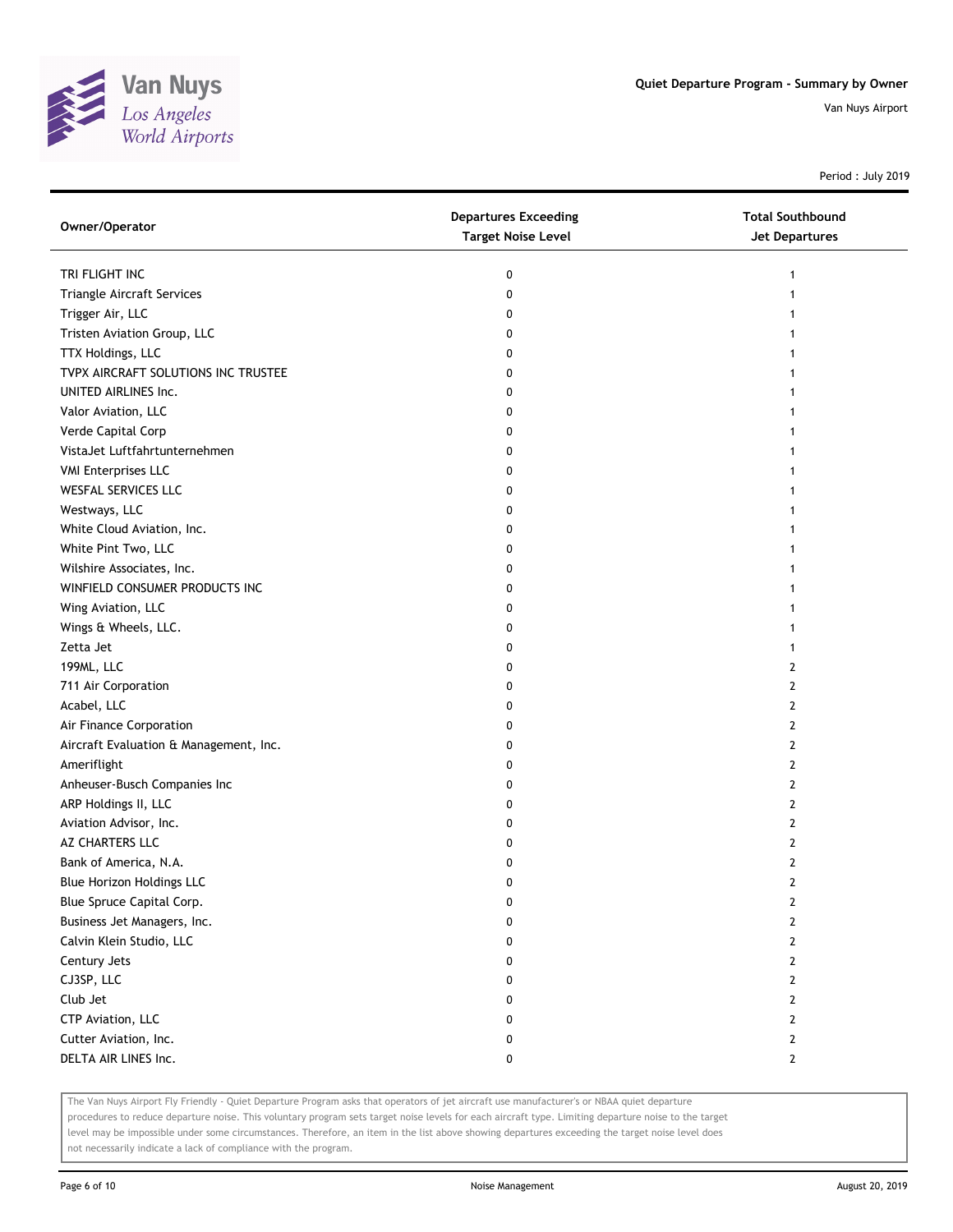| Owner/Operator | Departures Exceeding Target Noise Level | Total Southbound Jet Departures |
| --- | --- | --- |
| TRI FLIGHT INC | 0 | 1 |
| Triangle Aircraft Services | 0 | 1 |
| Trigger Air, LLC | 0 | 1 |
| Tristen Aviation Group, LLC | 0 | 1 |
| TTX Holdings, LLC | 0 | 1 |
| TVPX AIRCRAFT SOLUTIONS INC TRUSTEE | 0 | 1 |
| UNITED AIRLINES Inc. | 0 | 1 |
| Valor Aviation, LLC | 0 | 1 |
| Verde Capital Corp | 0 | 1 |
| VistaJet Luftfahrtunternehmen | 0 | 1 |
| VMI Enterprises LLC | 0 | 1 |
| WESFAL SERVICES LLC | 0 | 1 |
| Westways, LLC | 0 | 1 |
| White Cloud Aviation, Inc. | 0 | 1 |
| White Pint Two, LLC | 0 | 1 |
| Wilshire Associates, Inc. | 0 | 1 |
| WINFIELD CONSUMER PRODUCTS INC | 0 | 1 |
| Wing Aviation, LLC | 0 | 1 |
| Wings & Wheels, LLC. | 0 | 1 |
| Zetta Jet | 0 | 1 |
| 199ML, LLC | 0 | 2 |
| 711 Air Corporation | 0 | 2 |
| Acabel, LLC | 0 | 2 |
| Air Finance Corporation | 0 | 2 |
| Aircraft Evaluation & Management, Inc. | 0 | 2 |
| Ameriflight | 0 | 2 |
| Anheuser-Busch Companies Inc | 0 | 2 |
| ARP Holdings II, LLC | 0 | 2 |
| Aviation Advisor, Inc. | 0 | 2 |
| AZ CHARTERS LLC | 0 | 2 |
| Bank of America, N.A. | 0 | 2 |
| Blue Horizon Holdings LLC | 0 | 2 |
| Blue Spruce Capital Corp. | 0 | 2 |
| Business Jet Managers, Inc. | 0 | 2 |
| Calvin Klein Studio, LLC | 0 | 2 |
| Century Jets | 0 | 2 |
| CJ3SP, LLC | 0 | 2 |
| Club Jet | 0 | 2 |
| CTP Aviation, LLC | 0 | 2 |
| Cutter Aviation, Inc. | 0 | 2 |
| DELTA AIR LINES Inc. | 0 | 2 |

The Van Nuys Airport Fly Friendly - Quiet Departure Program asks that operators of jet aircraft use manufacturer's or NBAA quiet departure procedures to reduce departure noise. This voluntary program sets target noise levels for each aircraft type. Limiting departure noise to the target level may be impossible under some circumstances. Therefore, an item in the list above showing departures exceeding the target noise level does not necessarily indicate a lack of compliance with the program.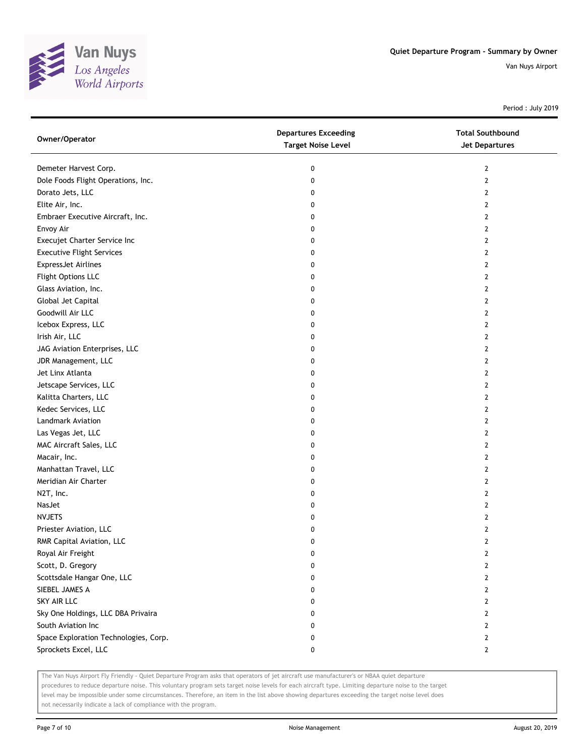Quiet Departure Program - Summary by Owner

Van Nuys Airport

Period : July 2019

| Owner/Operator | Departures Exceeding Target Noise Level | Total Southbound Jet Departures |
|---|---|---|
| Demeter Harvest Corp. | 0 | 2 |
| Dole Foods Flight Operations, Inc. | 0 | 2 |
| Dorato Jets, LLC | 0 | 2 |
| Elite Air, Inc. | 0 | 2 |
| Embraer Executive Aircraft, Inc. | 0 | 2 |
| Envoy Air | 0 | 2 |
| Execujet Charter Service Inc | 0 | 2 |
| Executive Flight Services | 0 | 2 |
| ExpressJet Airlines | 0 | 2 |
| Flight Options LLC | 0 | 2 |
| Glass Aviation, Inc. | 0 | 2 |
| Global Jet Capital | 0 | 2 |
| Goodwill Air LLC | 0 | 2 |
| Icebox Express, LLC | 0 | 2 |
| Irish Air, LLC | 0 | 2 |
| JAG Aviation Enterprises, LLC | 0 | 2 |
| JDR Management, LLC | 0 | 2 |
| Jet Linx Atlanta | 0 | 2 |
| Jetscape Services, LLC | 0 | 2 |
| Kalitta Charters, LLC | 0 | 2 |
| Kedec Services, LLC | 0 | 2 |
| Landmark Aviation | 0 | 2 |
| Las Vegas Jet, LLC | 0 | 2 |
| MAC Aircraft Sales, LLC | 0 | 2 |
| Macair, Inc. | 0 | 2 |
| Manhattan Travel, LLC | 0 | 2 |
| Meridian Air Charter | 0 | 2 |
| N2T, Inc. | 0 | 2 |
| NasJet | 0 | 2 |
| NVJETS | 0 | 2 |
| Priester Aviation, LLC | 0 | 2 |
| RMR Capital Aviation, LLC | 0 | 2 |
| Royal Air Freight | 0 | 2 |
| Scott, D. Gregory | 0 | 2 |
| Scottsdale Hangar One, LLC | 0 | 2 |
| SIEBEL JAMES A | 0 | 2 |
| SKY AIR LLC | 0 | 2 |
| Sky One Holdings, LLC DBA Privaira | 0 | 2 |
| South Aviation Inc | 0 | 2 |
| Space Exploration Technologies, Corp. | 0 | 2 |
| Sprockets Excel, LLC | 0 | 2 |

The Van Nuys Airport Fly Friendly - Quiet Departure Program asks that operators of jet aircraft use manufacturer's or NBAA quiet departure procedures to reduce departure noise. This voluntary program sets target noise levels for each aircraft type. Limiting departure noise to the target level may be impossible under some circumstances. Therefore, an item in the list above showing departures exceeding the target noise level does not necessarily indicate a lack of compliance with the program.

Noise Management

August 20, 2019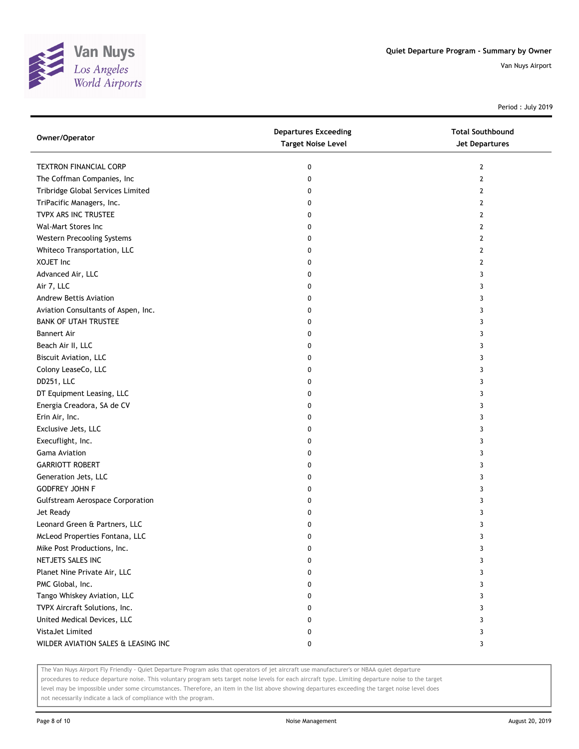# Quiet Departure Program - Summary by Owner

Van Nuys Airport

Period : July 2019

| Owner/Operator | Departures Exceeding Target Noise Level | Total Southbound Jet Departures |
|---|---|---|
| TEXTRON FINANCIAL CORP | 0 | 2 |
| The Coffman Companies, Inc | 0 | 2 |
| Tribridge Global Services Limited | 0 | 2 |
| TriPacific Managers, Inc. | 0 | 2 |
| TVPX ARS INC TRUSTEE | 0 | 2 |
| Wal-Mart Stores Inc | 0 | 2 |
| Western Precooling Systems | 0 | 2 |
| Whiteco Transportation, LLC | 0 | 2 |
| XOJET Inc | 0 | 2 |
| Advanced Air, LLC | 0 | 3 |
| Air 7, LLC | 0 | 3 |
| Andrew Bettis Aviation | 0 | 3 |
| Aviation Consultants of Aspen, Inc. | 0 | 3 |
| BANK OF UTAH TRUSTEE | 0 | 3 |
| Bannert Air | 0 | 3 |
| Beach Air II, LLC | 0 | 3 |
| Biscuit Aviation, LLC | 0 | 3 |
| Colony LeaseCo, LLC | 0 | 3 |
| DD251, LLC | 0 | 3 |
| DT Equipment Leasing, LLC | 0 | 3 |
| Energia Creadora, SA de CV | 0 | 3 |
| Erin Air, Inc. | 0 | 3 |
| Exclusive Jets, LLC | 0 | 3 |
| Execuflight, Inc. | 0 | 3 |
| Gama Aviation | 0 | 3 |
| GARRIOTT ROBERT | 0 | 3 |
| Generation Jets, LLC | 0 | 3 |
| GODFREY JOHN F | 0 | 3 |
| Gulfstream Aerospace Corporation | 0 | 3 |
| Jet Ready | 0 | 3 |
| Leonard Green & Partners, LLC | 0 | 3 |
| McLeod Properties Fontana, LLC | 0 | 3 |
| Mike Post Productions, Inc. | 0 | 3 |
| NETJETS SALES INC | 0 | 3 |
| Planet Nine Private Air, LLC | 0 | 3 |
| PMC Global, Inc. | 0 | 3 |
| Tango Whiskey Aviation, LLC | 0 | 3 |
| TVPX Aircraft Solutions, Inc. | 0 | 3 |
| United Medical Devices, LLC | 0 | 3 |
| VistaJet Limited | 0 | 3 |
| WILDER AVIATION SALES & LEASING INC | 0 | 3 |

The Van Nuys Airport Fly Friendly - Quiet Departure Program asks that operators of jet aircraft use manufacturer's or NBAA quiet departure procedures to reduce departure noise. This voluntary program sets target noise levels for each aircraft type. Limiting departure noise to the target level may be impossible under some circumstances. Therefore, an item in the list above showing departures exceeding the target noise level does not necessarily indicate a lack of compliance with the program.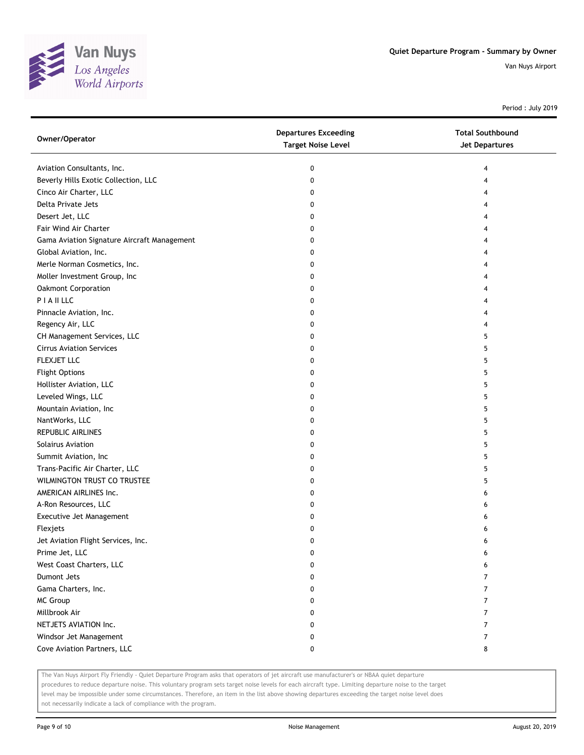# Quiet Departure Program - Summary by Owner

Van Nuys Airport

Period : July 2019

| Owner/Operator | Departures Exceeding Target Noise Level | Total Southbound Jet Departures |
| --- | --- | --- |
| Aviation Consultants, Inc. | 0 | 4 |
| Beverly Hills Exotic Collection, LLC | 0 | 4 |
| Cinco Air Charter, LLC | 0 | 4 |
| Delta Private Jets | 0 | 4 |
| Desert Jet, LLC | 0 | 4 |
| Fair Wind Air Charter | 0 | 4 |
| Gama Aviation Signature Aircraft Management | 0 | 4 |
| Global Aviation, Inc. | 0 | 4 |
| Merle Norman Cosmetics, Inc. | 0 | 4 |
| Moller Investment Group, Inc | 0 | 4 |
| Oakmont Corporation | 0 | 4 |
| P I A II LLC | 0 | 4 |
| Pinnacle Aviation, Inc. | 0 | 4 |
| Regency Air, LLC | 0 | 4 |
| CH Management Services, LLC | 0 | 5 |
| Cirrus Aviation Services | 0 | 5 |
| FLEXJET LLC | 0 | 5 |
| Flight Options | 0 | 5 |
| Hollister Aviation, LLC | 0 | 5 |
| Leveled Wings, LLC | 0 | 5 |
| Mountain Aviation, Inc | 0 | 5 |
| NantWorks, LLC | 0 | 5 |
| REPUBLIC AIRLINES | 0 | 5 |
| Solairus Aviation | 0 | 5 |
| Summit Aviation, Inc | 0 | 5 |
| Trans-Pacific Air Charter, LLC | 0 | 5 |
| WILMINGTON TRUST CO TRUSTEE | 0 | 5 |
| AMERICAN AIRLINES Inc. | 0 | 6 |
| A-Ron Resources, LLC | 0 | 6 |
| Executive Jet Management | 0 | 6 |
| Flexjets | 0 | 6 |
| Jet Aviation Flight Services, Inc. | 0 | 6 |
| Prime Jet, LLC | 0 | 6 |
| West Coast Charters, LLC | 0 | 6 |
| Dumont Jets | 0 | 7 |
| Gama Charters, Inc. | 0 | 7 |
| MC Group | 0 | 7 |
| Millbrook Air | 0 | 7 |
| NETJETS AVIATION Inc. | 0 | 7 |
| Windsor Jet Management | 0 | 7 |
| Cove Aviation Partners, LLC | 0 | 8 |

The Van Nuys Airport Fly Friendly - Quiet Departure Program asks that operators of jet aircraft use manufacturer's or NBAA quiet departure procedures to reduce departure noise. This voluntary program sets target noise levels for each aircraft type. Limiting departure noise to the target level may be impossible under some circumstances. Therefore, an item in the list above showing departures exceeding the target noise level does not necessarily indicate a lack of compliance with the program.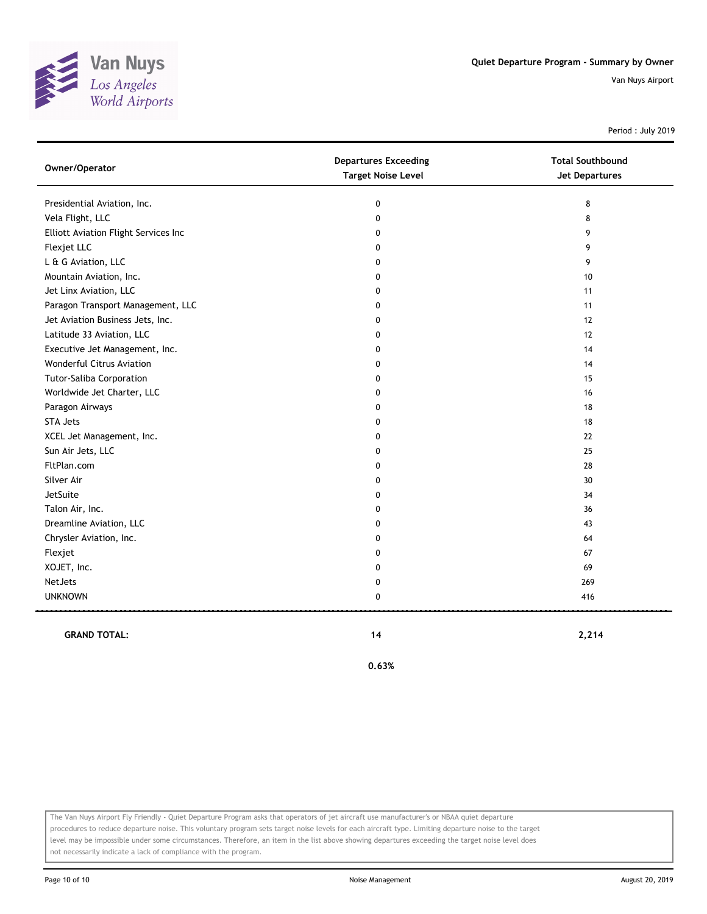Van Nuys
Los Angeles
World Airports

**Quiet Departure Program - Summary by Owner**

Van Nuys Airport

Period : July 2019

| Owner/Operator | Departures Exceeding Target Noise Level | Total Southbound Jet Departures |
|---|---|---|
| Presidential Aviation, Inc. | 0 | 8 |
| Vela Flight, LLC | 0 | 8 |
| Elliott Aviation Flight Services Inc | 0 | 9 |
| Flexjet LLC | 0 | 9 |
| L & G Aviation, LLC | 0 | 9 |
| Mountain Aviation, Inc. | 0 | 10 |
| Jet Linx Aviation, LLC | 0 | 11 |
| Paragon Transport Management, LLC | 0 | 11 |
| Jet Aviation Business Jets, Inc. | 0 | 12 |
| Latitude 33 Aviation, LLC | 0 | 12 |
| Executive Jet Management, Inc. | 0 | 14 |
| Wonderful Citrus Aviation | 0 | 14 |
| Tutor-Saliba Corporation | 0 | 15 |
| Worldwide Jet Charter, LLC | 0 | 16 |
| Paragon Airways | 0 | 18 |
| STA Jets | 0 | 18 |
| XCEL Jet Management, Inc. | 0 | 22 |
| Sun Air Jets, LLC | 0 | 25 |
| FltPlan.com | 0 | 28 |
| Silver Air | 0 | 30 |
| JetSuite | 0 | 34 |
| Talon Air, Inc. | 0 | 36 |
| Dreamline Aviation, LLC | 0 | 43 |
| Chrysler Aviation, Inc. | 0 | 64 |
| Flexjet | 0 | 67 |
| XOJET, Inc. | 0 | 69 |
| NetJets | 0 | 269 |
| UNKNOWN | 0 | 416 |
| **GRAND TOTAL:** | **14** | **2,214** |
| | **0.63%** | |

The Van Nuys Airport Fly Friendly - Quiet Departure Program asks that operators of jet aircraft use manufacturer's or NBAA quiet departure procedures to reduce departure noise. This voluntary program sets target noise levels for each aircraft type. Limiting departure noise to the target level may be impossible under some circumstances. Therefore, an item in the list above showing departures exceeding the target noise level does not necessarily indicate a lack of compliance with the program.

Noise Management

August 20, 2019